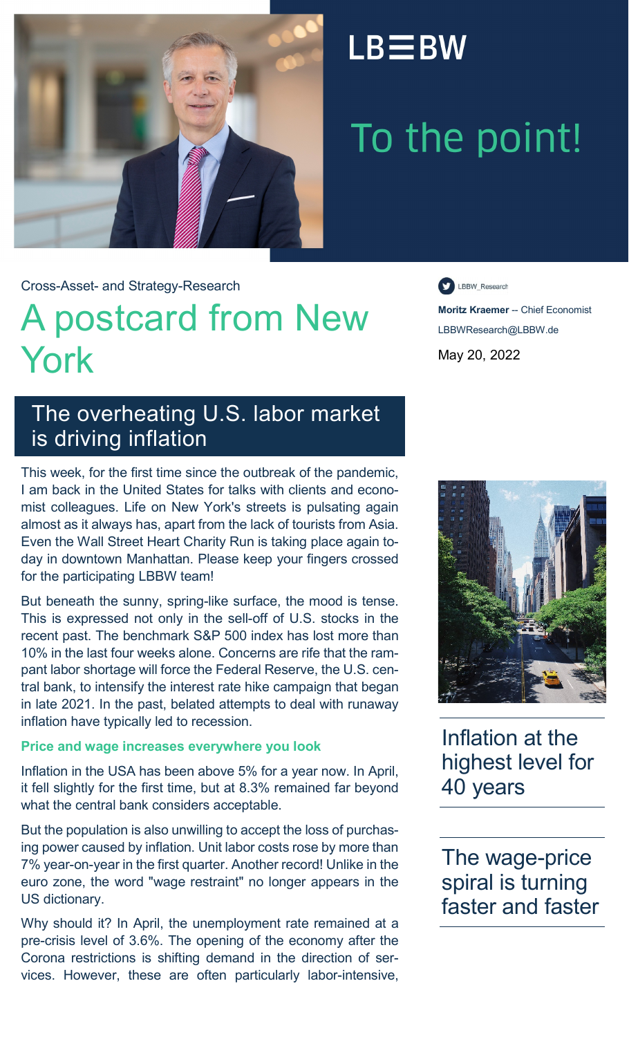LB≡BW

# To the point!

Cross-Asset- and Strategy-Research

# A postcard from New York

LBBW_Research

**Moritz Kraemer** -- Chief Economist
LBBWResearch@LBBW.de

May 20, 2022

## The overheating U.S. labor market is driving inflation

This week, for the first time since the outbreak of the pandemic, I am back in the United States for talks with clients and economist colleagues. Life on New York's streets is pulsating again almost as it always has, apart from the lack of tourists from Asia. Even the Wall Street Heart Charity Run is taking place again today in downtown Manhattan. Please keep your fingers crossed for the participating LBBW team!

But beneath the sunny, spring-like surface, the mood is tense. This is expressed not only in the sell-off of U.S. stocks in the recent past. The benchmark S&P 500 index has lost more than 10% in the last four weeks alone. Concerns are rife that the rampant labor shortage will force the Federal Reserve, the U.S. central bank, to intensify the interest rate hike campaign that began in late 2021. In the past, belated attempts to deal with runaway inflation have typically led to recession.

**Price and wage increases everywhere you look**

Inflation in the USA has been above 5% for a year now. In April, it fell slightly for the first time, but at 8.3% remained far beyond what the central bank considers acceptable.

But the population is also unwilling to accept the loss of purchasing power caused by inflation. Unit labor costs rose by more than 7% year-on-year in the first quarter. Another record! Unlike in the euro zone, the word "wage restraint" no longer appears in the US dictionary.

Why should it? In April, the unemployment rate remained at a pre-crisis level of 3.6%. The opening of the economy after the Corona restrictions is shifting demand in the direction of services. However, these are often particularly labor-intensive,

Inflation at the highest level for 40 years

The wage-price spiral is turning faster and faster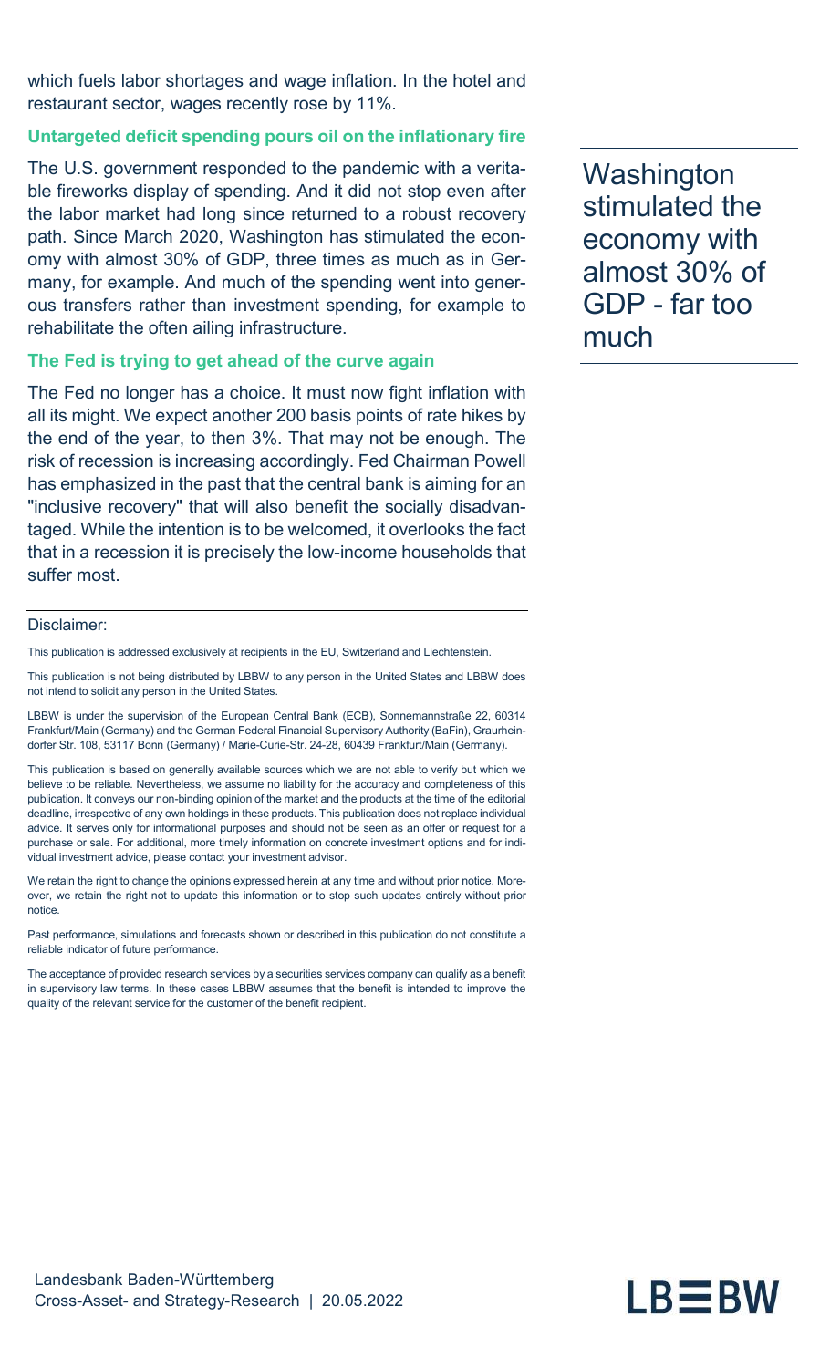which fuels labor shortages and wage inflation. In the hotel and restaurant sector, wages recently rose by 11%.

### Untargeted deficit spending pours oil on the inflationary fire

The U.S. government responded to the pandemic with a veritable fireworks display of spending. And it did not stop even after the labor market had long since returned to a robust recovery path. Since March 2020, Washington has stimulated the economy with almost 30% of GDP, three times as much as in Germany, for example. And much of the spending went into generous transfers rather than investment spending, for example to rehabilitate the often ailing infrastructure.

Washington stimulated the economy with almost 30% of GDP - far too much

### The Fed is trying to get ahead of the curve again

The Fed no longer has a choice. It must now fight inflation with all its might. We expect another 200 basis points of rate hikes by the end of the year, to then 3%. That may not be enough. The risk of recession is increasing accordingly. Fed Chairman Powell has emphasized in the past that the central bank is aiming for an "inclusive recovery" that will also benefit the socially disadvantaged. While the intention is to be welcomed, it overlooks the fact that in a recession it is precisely the low-income households that suffer most.

Disclaimer:

This publication is addressed exclusively at recipients in the EU, Switzerland and Liechtenstein.

This publication is not being distributed by LBBW to any person in the United States and LBBW does not intend to solicit any person in the United States.

LBBW is under the supervision of the European Central Bank (ECB), Sonnemannstraße 22, 60314 Frankfurt/Main (Germany) and the German Federal Financial Supervisory Authority (BaFin), Graurheindorfer Str. 108, 53117 Bonn (Germany) / Marie-Curie-Str. 24-28, 60439 Frankfurt/Main (Germany).

This publication is based on generally available sources which we are not able to verify but which we believe to be reliable. Nevertheless, we assume no liability for the accuracy and completeness of this publication. It conveys our non-binding opinion of the market and the products at the time of the editorial deadline, irrespective of any own holdings in these products. This publication does not replace individual advice. It serves only for informational purposes and should not be seen as an offer or request for a purchase or sale. For additional, more timely information on concrete investment options and for individual investment advice, please contact your investment advisor.

We retain the right to change the opinions expressed herein at any time and without prior notice. Moreover, we retain the right not to update this information or to stop such updates entirely without prior notice.

Past performance, simulations and forecasts shown or described in this publication do not constitute a reliable indicator of future performance.

The acceptance of provided research services by a securities services company can qualify as a benefit in supervisory law terms. In these cases LBBW assumes that the benefit is intended to improve the quality of the relevant service for the customer of the benefit recipient.

Landesbank Baden-Württemberg
Cross-Asset- and Strategy-Research | 20.05.2022

LB≡BW